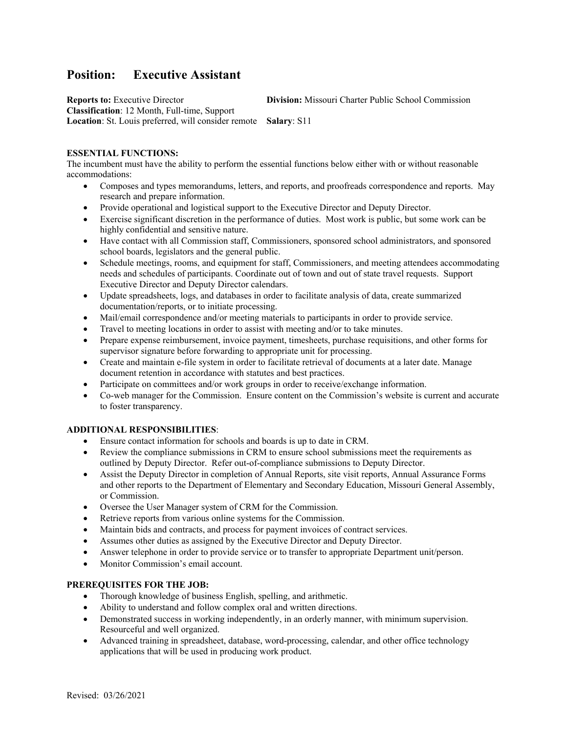# Position: Executive Assistant

**Reports to:** Executive Director
**Division:** Missouri Charter Public School Commission
**Classification**: 12 Month, Full-time, Support
**Location**: St. Louis preferred, will consider remote
**Salary**: S11

**ESSENTIAL FUNCTIONS:**

The incumbent must have the ability to perform the essential functions below either with or without reasonable accommodations:

- Composes and types memorandums, letters, and reports, and proofreads correspondence and reports. May research and prepare information.
- Provide operational and logistical support to the Executive Director and Deputy Director.
- Exercise significant discretion in the performance of duties. Most work is public, but some work can be highly confidential and sensitive nature.
- Have contact with all Commission staff, Commissioners, sponsored school administrators, and sponsored school boards, legislators and the general public.
- Schedule meetings, rooms, and equipment for staff, Commissioners, and meeting attendees accommodating needs and schedules of participants. Coordinate out of town and out of state travel requests. Support Executive Director and Deputy Director calendars.
- Update spreadsheets, logs, and databases in order to facilitate analysis of data, create summarized documentation/reports, or to initiate processing.
- Mail/email correspondence and/or meeting materials to participants in order to provide service.
- Travel to meeting locations in order to assist with meeting and/or to take minutes.
- Prepare expense reimbursement, invoice payment, timesheets, purchase requisitions, and other forms for supervisor signature before forwarding to appropriate unit for processing.
- Create and maintain e-file system in order to facilitate retrieval of documents at a later date. Manage document retention in accordance with statutes and best practices.
- Participate on committees and/or work groups in order to receive/exchange information.
- Co-web manager for the Commission. Ensure content on the Commission's website is current and accurate to foster transparency.

**ADDITIONAL RESPONSIBILITIES**:

- Ensure contact information for schools and boards is up to date in CRM.
- Review the compliance submissions in CRM to ensure school submissions meet the requirements as outlined by Deputy Director. Refer out-of-compliance submissions to Deputy Director.
- Assist the Deputy Director in completion of Annual Reports, site visit reports, Annual Assurance Forms and other reports to the Department of Elementary and Secondary Education, Missouri General Assembly, or Commission.
- Oversee the User Manager system of CRM for the Commission.
- Retrieve reports from various online systems for the Commission.
- Maintain bids and contracts, and process for payment invoices of contract services.
- Assumes other duties as assigned by the Executive Director and Deputy Director.
- Answer telephone in order to provide service or to transfer to appropriate Department unit/person.
- Monitor Commission's email account.

**PREREQUISITES FOR THE JOB:**

- Thorough knowledge of business English, spelling, and arithmetic.
- Ability to understand and follow complex oral and written directions.
- Demonstrated success in working independently, in an orderly manner, with minimum supervision. Resourceful and well organized.
- Advanced training in spreadsheet, database, word-processing, calendar, and other office technology applications that will be used in producing work product.

Revised: 03/26/2021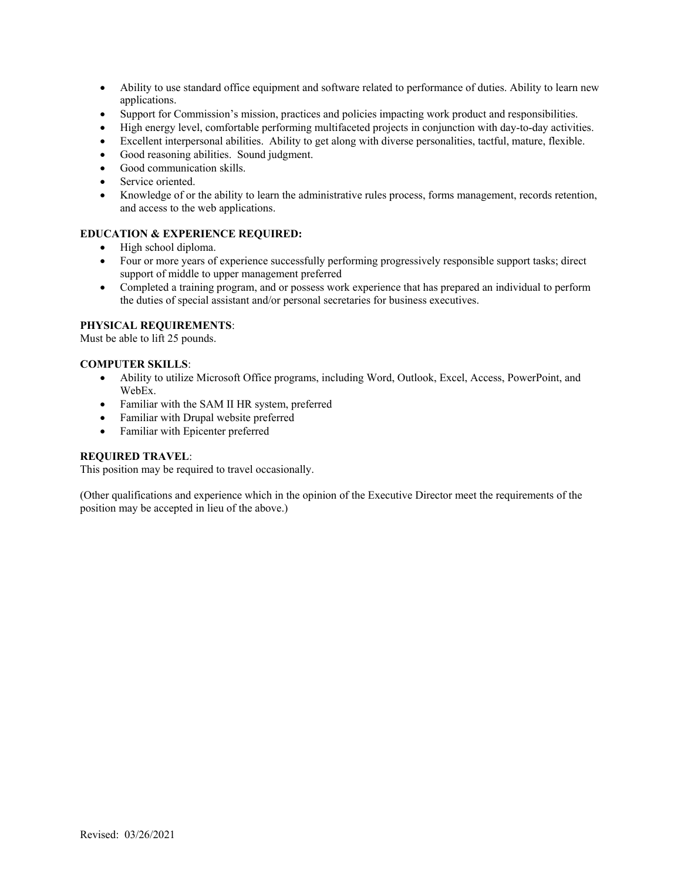- Ability to use standard office equipment and software related to performance of duties. Ability to learn new applications.
- Support for Commission's mission, practices and policies impacting work product and responsibilities.
- High energy level, comfortable performing multifaceted projects in conjunction with day-to-day activities.
- Excellent interpersonal abilities. Ability to get along with diverse personalities, tactful, mature, flexible.
- Good reasoning abilities. Sound judgment.
- Good communication skills.
- Service oriented.
- Knowledge of or the ability to learn the administrative rules process, forms management, records retention, and access to the web applications.

**EDUCATION & EXPERIENCE REQUIRED:**

- High school diploma.
- Four or more years of experience successfully performing progressively responsible support tasks; direct support of middle to upper management preferred
- Completed a training program, and or possess work experience that has prepared an individual to perform the duties of special assistant and/or personal secretaries for business executives.

**PHYSICAL REQUIREMENTS**:

Must be able to lift 25 pounds.

**COMPUTER SKILLS**:

- Ability to utilize Microsoft Office programs, including Word, Outlook, Excel, Access, PowerPoint, and WebEx.
- Familiar with the SAM II HR system, preferred
- Familiar with Drupal website preferred
- Familiar with Epicenter preferred

**REQUIRED TRAVEL**:

This position may be required to travel occasionally.

(Other qualifications and experience which in the opinion of the Executive Director meet the requirements of the position may be accepted in lieu of the above.)

Revised: 03/26/2021